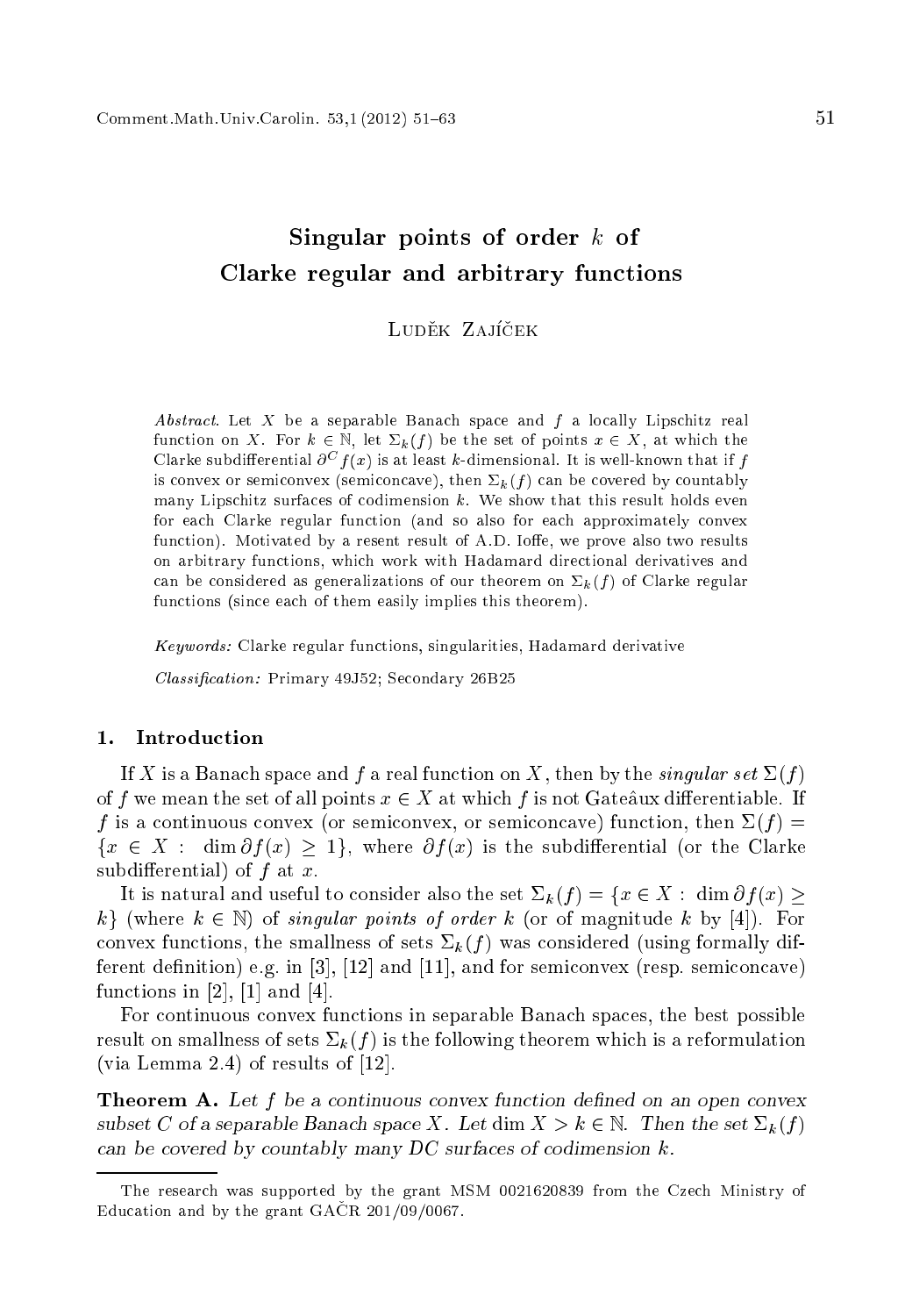# Singular points of order $k$ of Clarke regular and arbitrary functions

Luděk Zajíček

*Abstract.* Let $X$ be a separable Banach space and $f$ a locally Lipschitz real function on $X$. For $k \in \mathbb{N}$, let $\Sigma_k(f)$ be the set of points $x \in X$, at which the Clarke subdifferential $\partial^C f(x)$ is at least $k$-dimensional. It is well-known that if $f$ is convex or semiconvex (semiconcave), then $\Sigma_k(f)$ can be covered by countably many Lipschitz surfaces of codimension $k$. We show that this result holds even for each Clarke regular function (and so also for each approximately convex function). Motivated by a resent result of A.D. Ioffe, we prove also two results on arbitrary functions, which work with Hadamard directional derivatives and can be considered as generalizations of our theorem on $\Sigma_k(f)$ of Clarke regular functions (since each of them easily implies this theorem).

*Keywords:* Clarke regular functions, singularities, Hadamard derivative

*Classification:* Primary 49J52; Secondary 26B25

## 1. Introduction

If $X$ is a Banach space and $f$ a real function on $X$, then by the *singular set* $\Sigma(f)$ of $f$ we mean the set of all points $x \in X$ at which $f$ is not Gateâux differentiable. If $f$ is a continuous convex (or semiconvex, or semiconcave) function, then $\Sigma(f) = \{x \in X : \dim \partial f(x) \geq 1\}$, where $\partial f(x)$ is the subdifferential (or the Clarke subdifferential) of $f$ at $x$.

It is natural and useful to consider also the set $\Sigma_k(f) = \{x \in X : \dim \partial f(x) \geq k\}$ (where $k \in \mathbb{N}$) of *singular points of order $k$* (or of magnitude $k$ by [4]). For convex functions, the smallness of sets $\Sigma_k(f)$ was considered (using formally different definition) e.g. in [3], [12] and [11], and for semiconvex (resp. semiconcave) functions in [2], [1] and [4].

For continuous convex functions in separable Banach spaces, the best possible result on smallness of sets $\Sigma_k(f)$ is the following theorem which is a reformulation (via Lemma 2.4) of results of [12].

**Theorem A.** *Let $f$ be a continuous convex function defined on an open convex subset $C$ of a separable Banach space $X$. Let $\dim X > k \in \mathbb{N}$. Then the set $\Sigma_k(f)$ can be covered by countably many DC surfaces of codimension $k$.*

---

The research was supported by the grant MSM 0021620839 from the Czech Ministry of Education and by the grant GAČR 201/09/0067.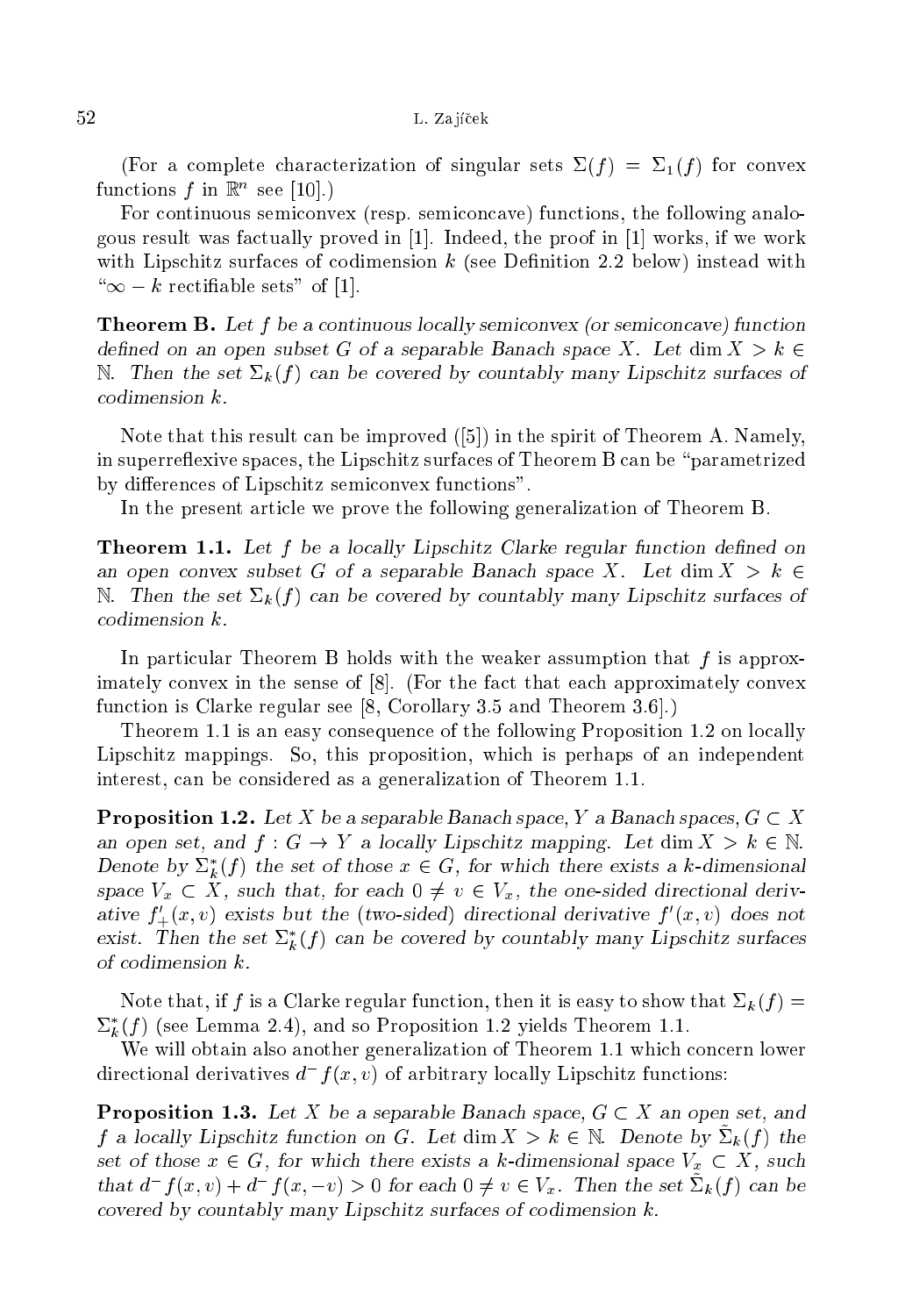(For a complete characterization of singular sets $\Sigma(f) = \Sigma_1(f)$ for convex functions $f$ in $\mathbb{R}^n$ see [10].)

For continuous semiconvex (resp. semiconcave) functions, the following analogous result was factually proved in [1]. Indeed, the proof in [1] works, if we work with Lipschitz surfaces of codimension $k$ (see Definition 2.2 below) instead with "$\infty - k$ rectifiable sets" of [1].

**Theorem B.** *Let $f$ be a continuous locally semiconvex (or semiconcave) function defined on an open subset $G$ of a separable Banach space $X$. Let $\dim X > k \in \mathbb{N}$. Then the set $\Sigma_k(f)$ can be covered by countably many Lipschitz surfaces of codimension $k$.*

Note that this result can be improved ([5]) in the spirit of Theorem A. Namely, in superreflexive spaces, the Lipschitz surfaces of Theorem B can be "parametrized by differences of Lipschitz semiconvex functions".

In the present article we prove the following generalization of Theorem B.

**Theorem 1.1.** *Let $f$ be a locally Lipschitz Clarke regular function defined on an open convex subset $G$ of a separable Banach space $X$. Let $\dim X > k \in \mathbb{N}$. Then the set $\Sigma_k(f)$ can be covered by countably many Lipschitz surfaces of codimension $k$.*

In particular Theorem B holds with the weaker assumption that $f$ is approximately convex in the sense of [8]. (For the fact that each approximately convex function is Clarke regular see [8, Corollary 3.5 and Theorem 3.6].)

Theorem 1.1 is an easy consequence of the following Proposition 1.2 on locally Lipschitz mappings. So, this proposition, which is perhaps of an independent interest, can be considered as a generalization of Theorem 1.1.

**Proposition 1.2.** *Let $X$ be a separable Banach space, $Y$ a Banach spaces, $G \subset X$ an open set, and $f : G \to Y$ a locally Lipschitz mapping. Let $\dim X > k \in \mathbb{N}$. Denote by $\Sigma_k^*(f)$ the set of those $x \in G$, for which there exists a $k$-dimensional space $V_x \subset X$, such that, for each $0 \neq v \in V_x$, the one-sided directional derivative $f'_+(x, v)$ exists but the (two-sided) directional derivative $f'(x, v)$ does not exist. Then the set $\Sigma_k^*(f)$ can be covered by countably many Lipschitz surfaces of codimension $k$.*

Note that, if $f$ is a Clarke regular function, then it is easy to show that $\Sigma_k(f) = \Sigma_k^*(f)$ (see Lemma 2.4), and so Proposition 1.2 yields Theorem 1.1.

We will obtain also another generalization of Theorem 1.1 which concern lower directional derivatives $d^- f(x, v)$ of arbitrary locally Lipschitz functions:

**Proposition 1.3.** *Let $X$ be a separable Banach space, $G \subset X$ an open set, and $f$ a locally Lipschitz function on $G$. Let $\dim X > k \in \mathbb{N}$. Denote by $\tilde{\Sigma}_k(f)$ the set of those $x \in G$, for which there exists a $k$-dimensional space $V_x \subset X$, such that $d^- f(x, v) + d^- f(x, -v) > 0$ for each $0 \neq v \in V_x$. Then the set $\tilde{\Sigma}_k(f)$ can be covered by countably many Lipschitz surfaces of codimension $k$.*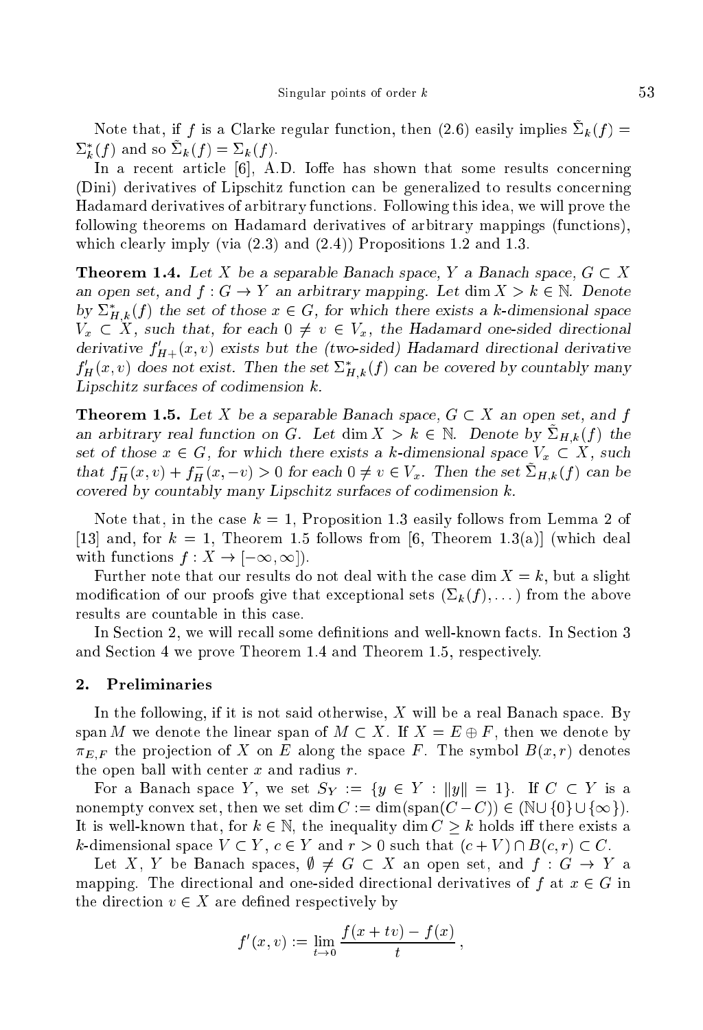Note that, if $f$ is a Clarke regular function, then (2.6) easily implies $\tilde{\Sigma}_k(f) = \Sigma_k^*(f)$ and so $\tilde{\Sigma}_k(f) = \Sigma_k(f)$.

In a recent article [6], A.D. Ioffe has shown that some results concerning (Dini) derivatives of Lipschitz function can be generalized to results concerning Hadamard derivatives of arbitrary functions. Following this idea, we will prove the following theorems on Hadamard derivatives of arbitrary mappings (functions), which clearly imply (via (2.3) and (2.4)) Propositions 1.2 and 1.3.

**Theorem 1.4.** *Let $X$ be a separable Banach space, $Y$ a Banach space, $G \subset X$ an open set, and $f : G \to Y$ an arbitrary mapping. Let $\dim X > k \in \mathbb{N}$. Denote by $\Sigma_{H,k}^*(f)$ the set of those $x \in G$, for which there exists a $k$-dimensional space $V_x \subset X$, such that, for each $0 \neq v \in V_x$, the Hadamard one-sided directional derivative $f'_{H+}(x, v)$ exists but the (two-sided) Hadamard directional derivative $f'_H(x, v)$ does not exist. Then the set $\Sigma_{H,k}^*(f)$ can be covered by countably many Lipschitz surfaces of codimension $k$.*

**Theorem 1.5.** *Let $X$ be a separable Banach space, $G \subset X$ an open set, and $f$ an arbitrary real function on $G$. Let $\dim X > k \in \mathbb{N}$. Denote by $\tilde{\Sigma}_{H,k}(f)$ the set of those $x \in G$, for which there exists a $k$-dimensional space $V_x \subset X$, such that $f_H^-(x, v) + f_H^-(x, -v) > 0$ for each $0 \neq v \in V_x$. Then the set $\tilde{\Sigma}_{H,k}(f)$ can be covered by countably many Lipschitz surfaces of codimension $k$.*

Note that, in the case $k = 1$, Proposition 1.3 easily follows from Lemma 2 of [13] and, for $k = 1$, Theorem 1.5 follows from [6, Theorem 1.3(a)] (which deal with functions $f : X \to [-\infty, \infty]$).

Further note that our results do not deal with the case $\dim X = k$, but a slight modification of our proofs give that exceptional sets ($\Sigma_k(f), \dots$) from the above results are countable in this case.

In Section 2, we will recall some definitions and well-known facts. In Section 3 and Section 4 we prove Theorem 1.4 and Theorem 1.5, respectively.

## 2. Preliminaries

In the following, if it is not said otherwise, $X$ will be a real Banach space. By $\operatorname{span} M$ we denote the linear span of $M \subset X$. If $X = E \oplus F$, then we denote by $\pi_{E,F}$ the projection of $X$ on $E$ along the space $F$. The symbol $B(x, r)$ denotes the open ball with center $x$ and radius $r$.

For a Banach space $Y$, we set $S_Y := \{y \in Y : \|y\| = 1\}$. If $C \subset Y$ is a nonempty convex set, then we set $\dim C := \dim(\operatorname{span}(C - C)) \in (\mathbb{N} \cup \{0\} \cup \{\infty\})$. It is well-known that, for $k \in \mathbb{N}$, the inequality $\dim C \geq k$ holds iff there exists a $k$-dimensional space $V \subset Y$, $c \in Y$ and $r > 0$ such that $(c + V) \cap B(c, r) \subset C$.

Let $X$, $Y$ be Banach spaces, $\emptyset \neq G \subset X$ an open set, and $f : G \to Y$ a mapping. The directional and one-sided directional derivatives of $f$ at $x \in G$ in the direction $v \in X$ are defined respectively by

$$f'(x, v) := \lim_{t \to 0} \frac{f(x + tv) - f(x)}{t},$$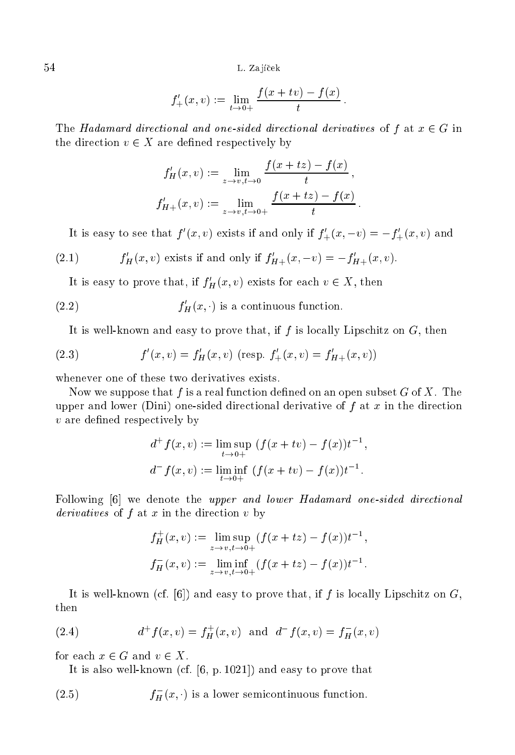$$f'_+(x,v) := \lim_{t \to 0+} \frac{f(x+tv) - f(x)}{t}.$$

The *Hadamard directional and one-sided directional derivatives* of $f$ at $x \in G$ in the direction $v \in X$ are defined respectively by

$$f'_H(x,v) := \lim_{z \to v, t \to 0} \frac{f(x+tz) - f(x)}{t},$$

$$f'_{H+}(x,v) := \lim_{z \to v, t \to 0+} \frac{f(x+tz) - f(x)}{t}.$$

It is easy to see that $f'(x,v)$ exists if and only if $f'_+(x,-v) = -f'_+(x,v)$ and

$$f'_H(x,v) \text{ exists if and only if } f'_{H+}(x,-v) = -f'_{H+}(x,v). \tag{2.1}$$

It is easy to prove that, if $f'_H(x,v)$ exists for each $v \in X$, then

$$f'_H(x,\cdot) \text{ is a continuous function.} \tag{2.2}$$

It is well-known and easy to prove that, if $f$ is locally Lipschitz on $G$, then

$$f'(x,v) = f'_H(x,v) \text{ (resp. } f'_+(x,v) = f'_{H+}(x,v)) \tag{2.3}$$

whenever one of these two derivatives exists.

Now we suppose that $f$ is a real function defined on an open subset $G$ of $X$. The upper and lower (Dini) one-sided directional derivative of $f$ at $x$ in the direction $v$ are defined respectively by

$$d^+ f(x,v) := \limsup_{t \to 0+} \, (f(x+tv) - f(x))t^{-1},$$

$$d^- f(x,v) := \liminf_{t \to 0+} \, (f(x+tv) - f(x))t^{-1}.$$

Following [6] we denote the *upper and lower Hadamard one-sided directional derivatives* of $f$ at $x$ in the direction $v$ by

$$f^+_H(x,v) := \limsup_{z \to v, t \to 0+} (f(x+tz) - f(x))t^{-1},$$

$$f^-_H(x,v) := \liminf_{z \to v, t \to 0+} (f(x+tz) - f(x))t^{-1}.$$

It is well-known (cf. [6]) and easy to prove that, if $f$ is locally Lipschitz on $G$, then

$$d^+ f(x,v) = f^+_H(x,v) \quad \text{and} \quad d^- f(x,v) = f^-_H(x,v) \tag{2.4}$$

for each $x \in G$ and $v \in X$.

It is also well-known (cf. [6, p. 1021]) and easy to prove that

$$f^-_H(x,\cdot) \text{ is a lower semicontinuous function.} \tag{2.5}$$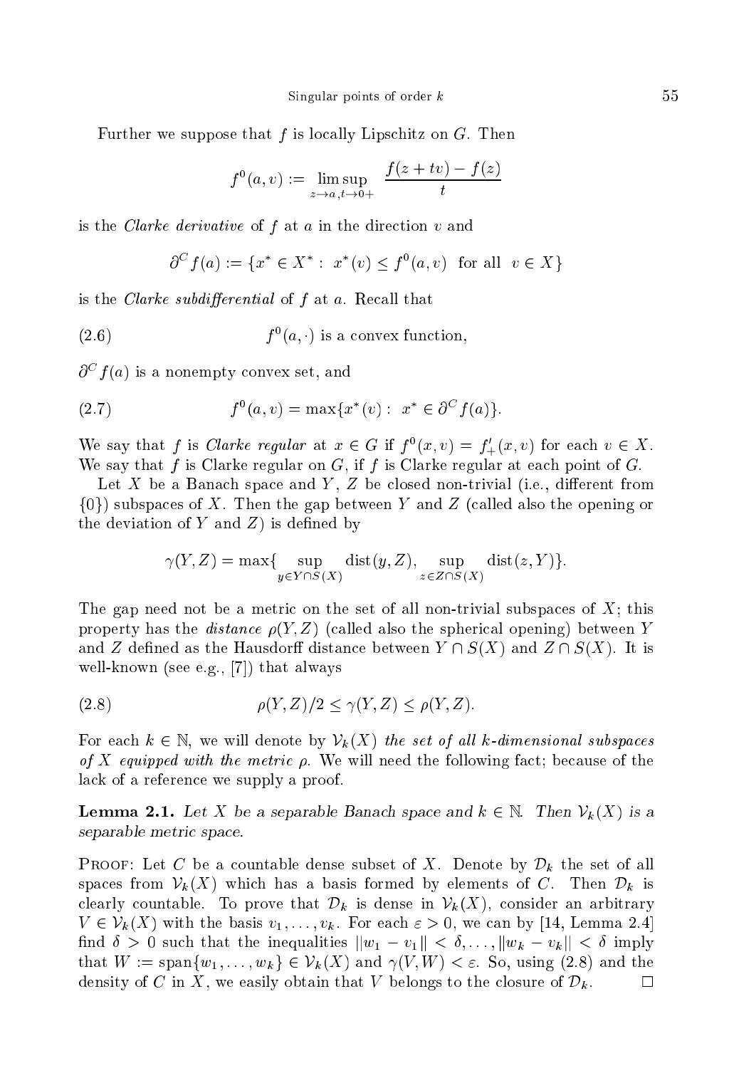Further we suppose that $f$ is locally Lipschitz on $G$. Then

$$f^0(a,v) := \limsup_{z \to a, t \to 0+} \frac{f(z+tv) - f(z)}{t}$$

is the *Clarke derivative* of $f$ at $a$ in the direction $v$ and

$$\partial^C f(a) := \{x^* \in X^* : \ x^*(v) \le f^0(a,v) \ \text{ for all } \ v \in X\}$$

is the *Clarke subdifferential* of $f$ at $a$. Recall that

$$f^0(a,\cdot) \text{ is a convex function,} \tag{2.6}$$

$\partial^C f(a)$ is a nonempty convex set, and

$$f^0(a,v) = \max\{x^*(v) : \ x^* \in \partial^C f(a)\}. \tag{2.7}$$

We say that $f$ is *Clarke regular* at $x \in G$ if $f^0(x,v) = f'_+(x,v)$ for each $v \in X$. We say that $f$ is Clarke regular on $G$, if $f$ is Clarke regular at each point of $G$.

Let $X$ be a Banach space and $Y$, $Z$ be closed non-trivial (i.e., different from $\{0\}$) subspaces of $X$. Then the gap between $Y$ and $Z$ (called also the opening or the deviation of $Y$ and $Z$) is defined by

$$\gamma(Y,Z) = \max\{\sup_{y \in Y \cap S(X)} \operatorname{dist}(y,Z), \sup_{z \in Z \cap S(X)} \operatorname{dist}(z,Y)\}.$$

The gap need not be a metric on the set of all non-trivial subspaces of $X$; this property has the *distance* $\rho(Y,Z)$ (called also the spherical opening) between $Y$ and $Z$ defined as the Hausdorff distance between $Y \cap S(X)$ and $Z \cap S(X)$. It is well-known (see e.g., [7]) that always

$$\rho(Y,Z)/2 \le \gamma(Y,Z) \le \rho(Y,Z). \tag{2.8}$$

For each $k \in \mathbb{N}$, we will denote by $\mathcal{V}_k(X)$ *the set of all $k$-dimensional subspaces of $X$ equipped with the metric $\rho$.* We will need the following fact; because of the lack of a reference we supply a proof.

**Lemma 2.1.** *Let $X$ be a separable Banach space and $k \in \mathbb{N}$. Then $\mathcal{V}_k(X)$ is a separable metric space.*

Proof: Let $C$ be a countable dense subset of $X$. Denote by $\mathcal{D}_k$ the set of all spaces from $\mathcal{V}_k(X)$ which has a basis formed by elements of $C$. Then $\mathcal{D}_k$ is clearly countable. To prove that $\mathcal{D}_k$ is dense in $\mathcal{V}_k(X)$, consider an arbitrary $V \in \mathcal{V}_k(X)$ with the basis $v_1, \dots, v_k$. For each $\varepsilon > 0$, we can by [14, Lemma 2.4] find $\delta > 0$ such that the inequalities $\|w_1 - v_1\| < \delta, \dots, \|w_k - v_k\| < \delta$ imply that $W := \operatorname{span}\{w_1, \dots, w_k\} \in \mathcal{V}_k(X)$ and $\gamma(V,W) < \varepsilon$. So, using (2.8) and the density of $C$ in $X$, we easily obtain that $V$ belongs to the closure of $\mathcal{D}_k$. ☐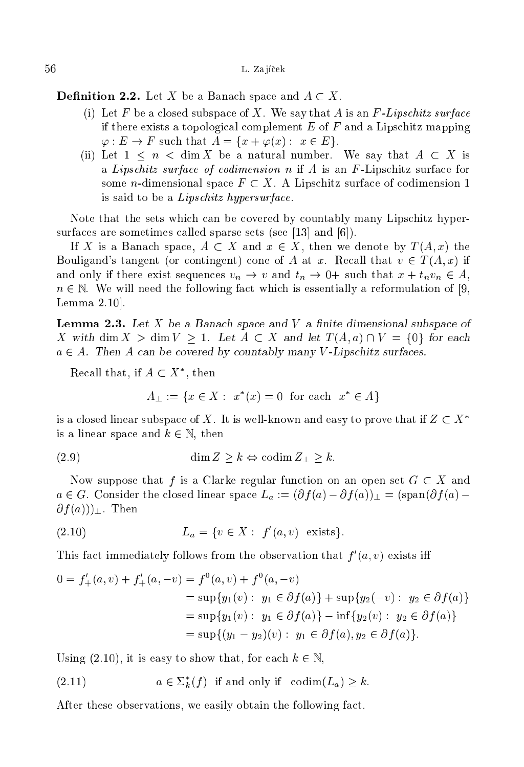**Definition 2.2.** Let $X$ be a Banach space and $A \subset X$.

(i) Let $F$ be a closed subspace of $X$. We say that $A$ is an *$F$-Lipschitz surface* if there exists a topological complement $E$ of $F$ and a Lipschitz mapping $\varphi : E \to F$ such that $A = \{x + \varphi(x) : x \in E\}$.

(ii) Let $1 \leq n < \dim X$ be a natural number. We say that $A \subset X$ is a *Lipschitz surface of codimension $n$* if $A$ is an $F$-Lipschitz surface for some $n$-dimensional space $F \subset X$. A Lipschitz surface of codimension 1 is said to be a *Lipschitz hypersurface*.

Note that the sets which can be covered by countably many Lipschitz hypersurfaces are sometimes called sparse sets (see [13] and [6]).

If $X$ is a Banach space, $A \subset X$ and $x \in X$, then we denote by $T(A, x)$ the Bouligand's tangent (or contingent) cone of $A$ at $x$. Recall that $v \in T(A, x)$ if and only if there exist sequences $v_n \to v$ and $t_n \to 0+$ such that $x + t_n v_n \in A$, $n \in \mathbb{N}$. We will need the following fact which is essentially a reformulation of [9, Lemma 2.10].

**Lemma 2.3.** *Let $X$ be a Banach space and $V$ a finite dimensional subspace of $X$ with $\dim X > \dim V \geq 1$. Let $A \subset X$ and let $T(A, a) \cap V = \{0\}$ for each $a \in A$. Then $A$ can be covered by countably many $V$-Lipschitz surfaces.*

Recall that, if $A \subset X^*$, then

$$A_\perp := \{x \in X : x^*(x) = 0 \text{ for each } x^* \in A\}$$

is a closed linear subspace of $X$. It is well-known and easy to prove that if $Z \subset X^*$ is a linear space and $k \in \mathbb{N}$, then

$$\dim Z \geq k \Leftrightarrow \operatorname{codim} Z_\perp \geq k. \tag{2.9}$$

Now suppose that $f$ is a Clarke regular function on an open set $G \subset X$ and $a \in G$. Consider the closed linear space $L_a := (\partial f(a) - \partial f(a))_\perp = (\operatorname{span}(\partial f(a) - \partial f(a)))_\perp$. Then

$$L_a = \{v \in X : f'(a, v) \text{ exists}\}. \tag{2.10}$$

This fact immediately follows from the observation that $f'(a, v)$ exists iff

$$\begin{aligned} 0 = f'_+(a, v) + f'_+(a, -v) &= f^0(a, v) + f^0(a, -v) \\ &= \sup\{y_1(v) : y_1 \in \partial f(a)\} + \sup\{y_2(-v) : y_2 \in \partial f(a)\} \\ &= \sup\{y_1(v) : y_1 \in \partial f(a)\} - \inf\{y_2(v) : y_2 \in \partial f(a)\} \\ &= \sup\{(y_1 - y_2)(v) : y_1 \in \partial f(a), y_2 \in \partial f(a)\}. \end{aligned}$$

Using (2.10), it is easy to show that, for each $k \in \mathbb{N}$,

$$a \in \Sigma_k^*(f) \text{ if and only if } \operatorname{codim}(L_a) \geq k. \tag{2.11}$$

After these observations, we easily obtain the following fact.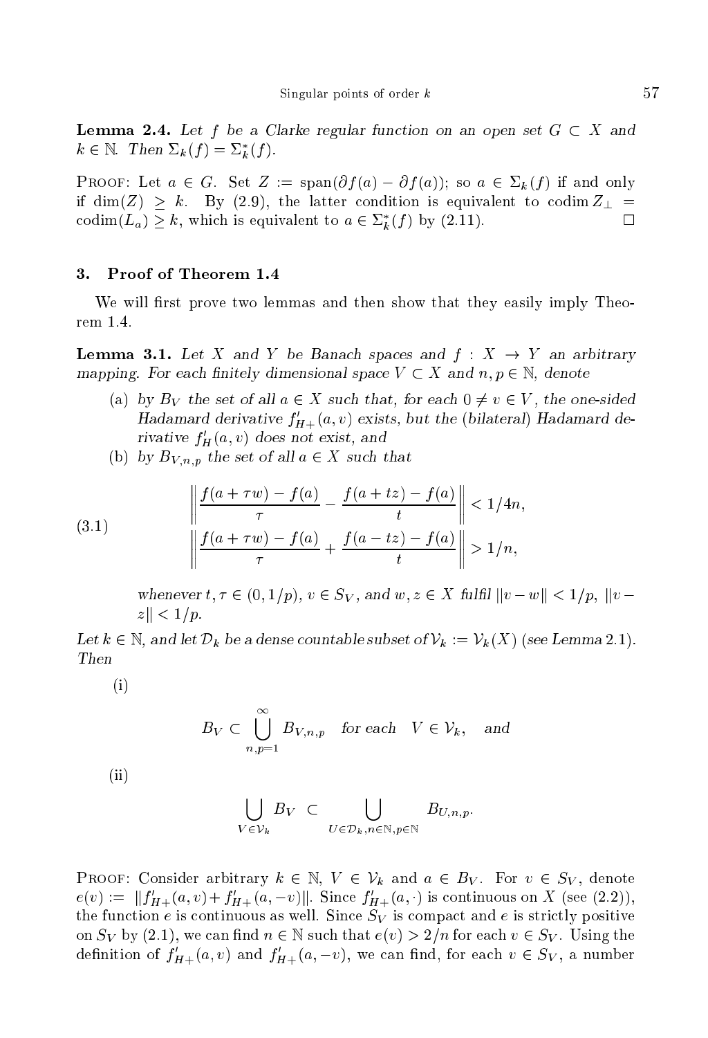**Lemma 2.4.** *Let $f$ be a Clarke regular function on an open set $G \subset X$ and $k \in \mathbb{N}$. Then $\Sigma_k(f) = \Sigma_k^*(f)$.*

Proof: Let $a \in G$. Set $Z := \operatorname{span}(\partial f(a) - \partial f(a))$; so $a \in \Sigma_k(f)$ if and only if $\dim(Z) \geq k$. By (2.9), the latter condition is equivalent to $\operatorname{codim} Z_\perp = \operatorname{codim}(L_a) \geq k$, which is equivalent to $a \in \Sigma_k^*(f)$ by (2.11). $\square$

## 3. Proof of Theorem 1.4

We will first prove two lemmas and then show that they easily imply Theorem 1.4.

**Lemma 3.1.** *Let $X$ and $Y$ be Banach spaces and $f : X \to Y$ an arbitrary mapping. For each finitely dimensional space $V \subset X$ and $n, p \in \mathbb{N}$, denote*

- (a) *by $B_V$ the set of all $a \in X$ such that, for each $0 \neq v \in V$, the one-sided Hadamard derivative $f'_{H+}(a, v)$ exists, but the (bilateral) Hadamard derivative $f'_H(a, v)$ does not exist, and*
- (b) *by $B_{V,n,p}$ the set of all $a \in X$ such that*

$$\tag{3.1} \begin{aligned} \left\| \frac{f(a+\tau w) - f(a)}{\tau} - \frac{f(a+tz) - f(a)}{t} \right\| &< 1/4n, \\ \left\| \frac{f(a+\tau w) - f(a)}{\tau} + \frac{f(a-tz) - f(a)}{t} \right\| &> 1/n, \end{aligned}$$

*whenever $t, \tau \in (0, 1/p)$, $v \in S_V$, and $w, z \in X$ fulfil $\|v - w\| < 1/p$, $\|v - z\| < 1/p$.*

*Let $k \in \mathbb{N}$, and let $\mathcal{D}_k$ be a dense countable subset of $\mathcal{V}_k := \mathcal{V}_k(X)$ (see Lemma 2.1). Then*

(i)

$$B_V \subset \bigcup_{n,p=1}^{\infty} B_{V,n,p} \quad \text{for each} \quad V \in \mathcal{V}_k, \quad \text{and}$$

(ii)

$$\bigcup_{V \in \mathcal{V}_k} B_V \ \subset \bigcup_{U \in \mathcal{D}_k, n \in \mathbb{N}, p \in \mathbb{N}} B_{U,n,p}.$$

Proof: Consider arbitrary $k \in \mathbb{N}$, $V \in \mathcal{V}_k$ and $a \in B_V$. For $v \in S_V$, denote $e(v) := \|f'_{H+}(a, v) + f'_{H+}(a, -v)\|$. Since $f'_{H+}(a, \cdot)$ is continuous on $X$ (see (2.2)), the function $e$ is continuous as well. Since $S_V$ is compact and $e$ is strictly positive on $S_V$ by (2.1), we can find $n \in \mathbb{N}$ such that $e(v) > 2/n$ for each $v \in S_V$. Using the definition of $f'_{H+}(a, v)$ and $f'_{H+}(a, -v)$, we can find, for each $v \in S_V$, a number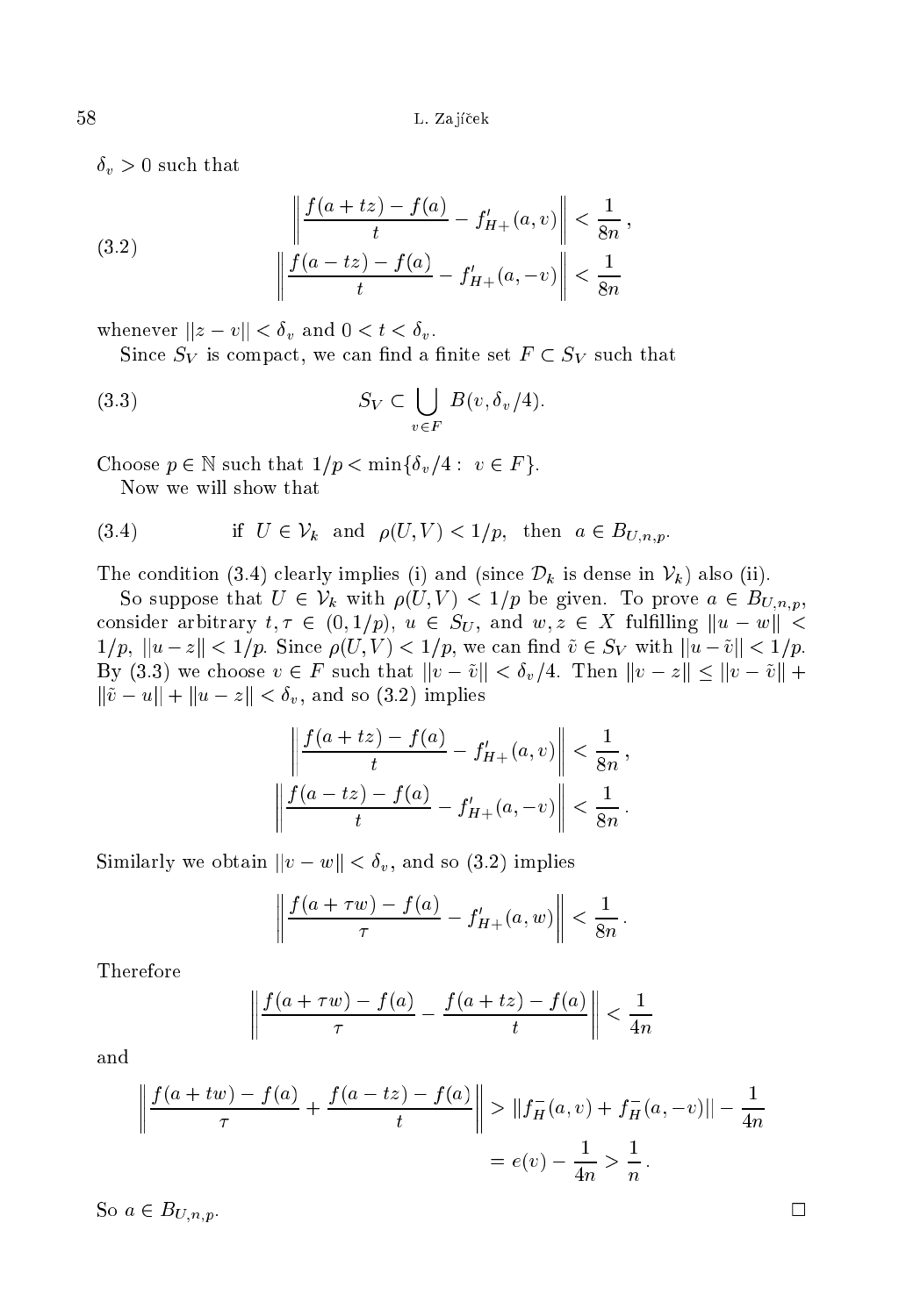$\delta_v > 0$ such that

$$\left\| \frac{f(a+tz)-f(a)}{t} - f'_{H+}(a,v) \right\| < \frac{1}{8n}, \tag{3.2}$$
$$\left\| \frac{f(a-tz)-f(a)}{t} - f'_{H+}(a,-v) \right\| < \frac{1}{8n}$$

whenever $\|z-v\| < \delta_v$ and $0 < t < \delta_v$.

Since $S_V$ is compact, we can find a finite set $F \subset S_V$ such that

$$S_V \subset \bigcup_{v \in F} B(v, \delta_v/4). \tag{3.3}$$

Choose $p \in \mathbb{N}$ such that $1/p < \min\{\delta_v/4 : v \in F\}$.

Now we will show that

$$\text{if } U \in \mathcal{V}_k \text{ and } \rho(U,V) < 1/p, \text{ then } a \in B_{U,n,p}. \tag{3.4}$$

The condition (3.4) clearly implies (i) and (since $\mathcal{D}_k$ is dense in $\mathcal{V}_k$) also (ii).

So suppose that $U \in \mathcal{V}_k$ with $\rho(U,V) < 1/p$ be given. To prove $a \in B_{U,n,p}$, consider arbitrary $t, \tau \in (0, 1/p)$, $u \in S_U$, and $w, z \in X$ fulfilling $\|u-w\| < 1/p$, $\|u-z\| < 1/p$. Since $\rho(U,V) < 1/p$, we can find $\tilde{v} \in S_V$ with $\|u-\tilde{v}\| < 1/p$. By (3.3) we choose $v \in F$ such that $\|v-\tilde{v}\| < \delta_v/4$. Then $\|v-z\| \le \|v-\tilde{v}\| + \|\tilde{v}-u\| + \|u-z\| < \delta_v$, and so (3.2) implies

$$\left\| \frac{f(a+tz)-f(a)}{t} - f'_{H+}(a,v) \right\| < \frac{1}{8n},$$
$$\left\| \frac{f(a-tz)-f(a)}{t} - f'_{H+}(a,-v) \right\| < \frac{1}{8n}.$$

Similarly we obtain $\|v-w\| < \delta_v$, and so (3.2) implies

$$\left\| \frac{f(a+\tau w)-f(a)}{\tau} - f'_{H+}(a,w) \right\| < \frac{1}{8n}.$$

Therefore

$$\left\| \frac{f(a+\tau w)-f(a)}{\tau} - \frac{f(a+tz)-f(a)}{t} \right\| < \frac{1}{4n}$$

and

$$\left\| \frac{f(a+tw)-f(a)}{\tau} + \frac{f(a-tz)-f(a)}{t} \right\| > \|f_H^-(a,v) + f_H^-(a,-v)\| - \frac{1}{4n}$$
$$= e(v) - \frac{1}{4n} > \frac{1}{n}.$$

So $a \in B_{U,n,p}$. □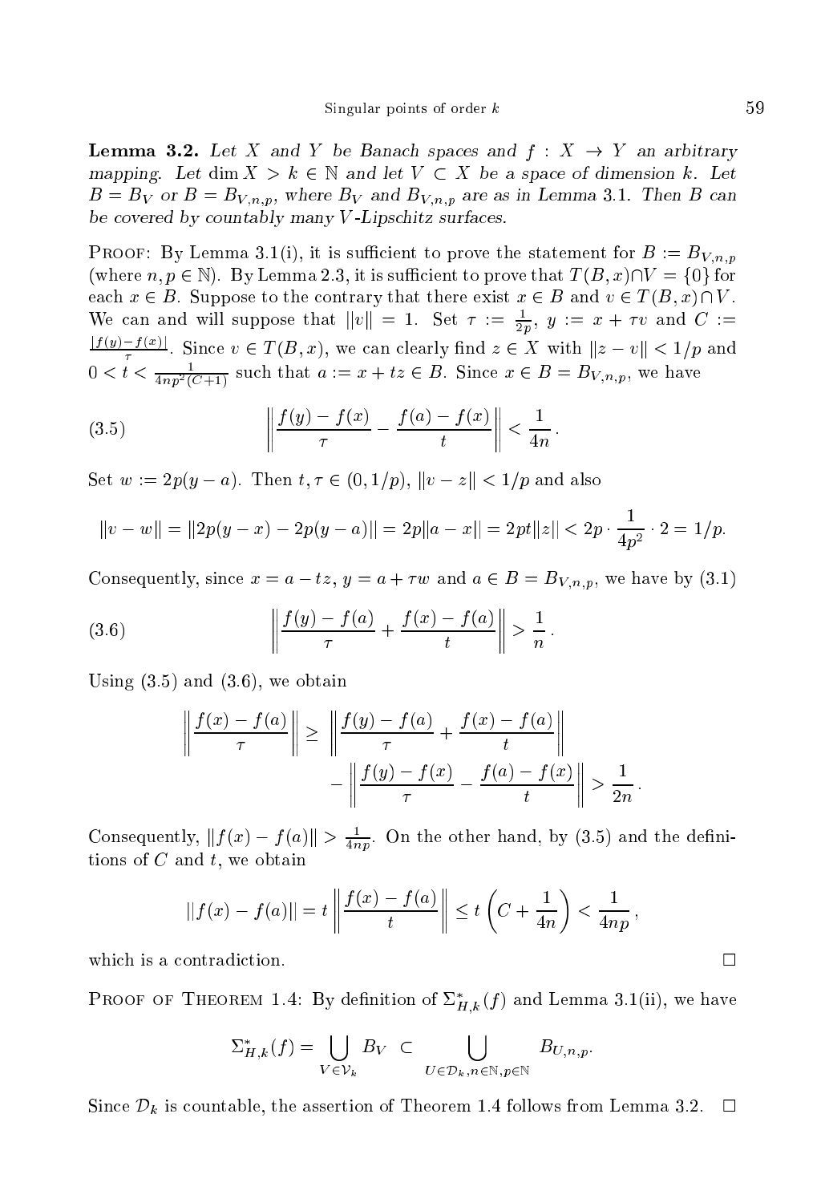**Lemma 3.2.** *Let $X$ and $Y$ be Banach spaces and $f : X \to Y$ an arbitrary mapping. Let $\dim X > k \in \mathbb{N}$ and let $V \subset X$ be a space of dimension $k$. Let $B = B_V$ or $B = B_{V,n,p}$, where $B_V$ and $B_{V,n,p}$ are as in Lemma 3.1. Then $B$ can be covered by countably many $V$-Lipschitz surfaces.*

Proof: By Lemma 3.1(i), it is sufficient to prove the statement for $B := B_{V,n,p}$ (where $n, p \in \mathbb{N}$). By Lemma 2.3, it is sufficient to prove that $T(B,x) \cap V = \{0\}$ for each $x \in B$. Suppose to the contrary that there exist $x \in B$ and $v \in T(B,x) \cap V$. We can and will suppose that $\|v\| = 1$. Set $\tau := \frac{1}{2p}$, $y := x + \tau v$ and $C := \frac{\|f(y)-f(x)\|}{\tau}$. Since $v \in T(B,x)$, we can clearly find $z \in X$ with $\|z - v\| < 1/p$ and $0 < t < \frac{1}{4np^2(C+1)}$ such that $a := x + tz \in B$. Since $x \in B = B_{V,n,p}$, we have

$$\left\| \frac{f(y)-f(x)}{\tau} - \frac{f(a)-f(x)}{t} \right\| < \frac{1}{4n}. \tag{3.5}$$

Set $w := 2p(y - a)$. Then $t, \tau \in (0, 1/p)$, $\|v - z\| < 1/p$ and also

$$\|v - w\| = \|2p(y-x) - 2p(y-a)\| = 2p\|a - x\| = 2pt\|z\| < 2p \cdot \frac{1}{4p^2} \cdot 2 = 1/p.$$

Consequently, since $x = a - tz$, $y = a + \tau w$ and $a \in B = B_{V,n,p}$, we have by (3.1)

$$\left\| \frac{f(y)-f(a)}{\tau} + \frac{f(x)-f(a)}{t} \right\| > \frac{1}{n}. \tag{3.6}$$

Using (3.5) and (3.6), we obtain

$$\begin{aligned}\left\| \frac{f(x)-f(a)}{\tau} \right\| \geq \ & \left\| \frac{f(y)-f(a)}{\tau} + \frac{f(x)-f(a)}{t} \right\| \\ & - \left\| \frac{f(y)-f(x)}{\tau} - \frac{f(a)-f(x)}{t} \right\| > \frac{1}{2n}.\end{aligned}$$

Consequently, $\|f(x) - f(a)\| > \frac{1}{4np}$. On the other hand, by (3.5) and the definitions of $C$ and $t$, we obtain

$$\|f(x) - f(a)\| = t \left\| \frac{f(x)-f(a)}{t} \right\| \leq t \left( C + \frac{1}{4n} \right) < \frac{1}{4np},$$

which is a contradiction. □

Proof of Theorem 1.4: By definition of $\Sigma^*_{H,k}(f)$ and Lemma 3.1(ii), we have

$$\Sigma^*_{H,k}(f) = \bigcup_{V \in \mathcal{V}_k} B_V \ \subset \bigcup_{U \in \mathcal{D}_k, n \in \mathbb{N}, p \in \mathbb{N}} B_{U,n,p}.$$

Since $\mathcal{D}_k$ is countable, the assertion of Theorem 1.4 follows from Lemma 3.2. □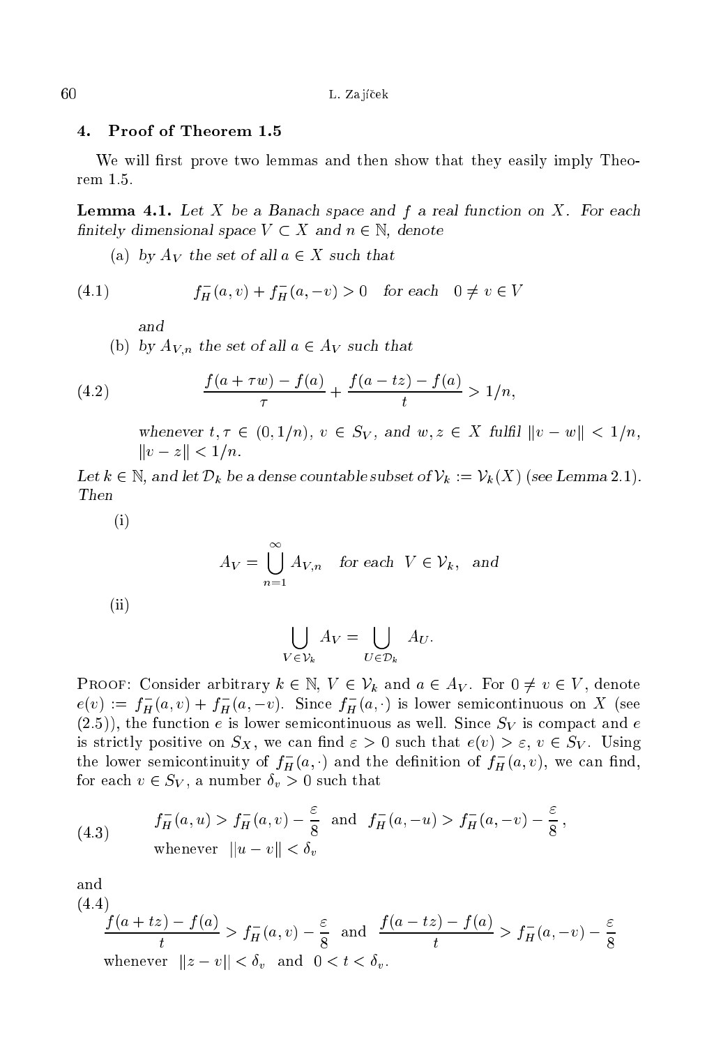## 4. Proof of Theorem 1.5

We will first prove two lemmas and then show that they easily imply Theorem 1.5.

**Lemma 4.1.** *Let $X$ be a Banach space and $f$ a real function on $X$. For each finitely dimensional space $V \subset X$ and $n \in \mathbb{N}$, denote*

(a) *by $A_V$ the set of all $a \in X$ such that*

$$f_H^-(a,v) + f_H^-(a,-v) > 0 \quad \text{for each} \quad 0 \neq v \in V \tag{4.1}$$

*and*

(b) *by $A_{V,n}$ the set of all $a \in A_V$ such that*

$$\frac{f(a+\tau w) - f(a)}{\tau} + \frac{f(a-tz) - f(a)}{t} > 1/n, \tag{4.2}$$

*whenever $t, \tau \in (0, 1/n)$, $v \in S_V$, and $w, z \in X$ fulfil $\|v - w\| < 1/n$, $\|v - z\| < 1/n$.*

*Let $k \in \mathbb{N}$, and let $\mathcal{D}_k$ be a dense countable subset of $\mathcal{V}_k := \mathcal{V}_k(X)$ (see Lemma 2.1). Then*

(i)

$$A_V = \bigcup_{n=1}^{\infty} A_{V,n} \quad \text{for each} \;\; V \in \mathcal{V}_k, \;\; \text{and}$$

(ii)

$$\bigcup_{V \in \mathcal{V}_k} A_V = \bigcup_{U \in \mathcal{D}_k} A_U.$$

Proof: Consider arbitrary $k \in \mathbb{N}$, $V \in \mathcal{V}_k$ and $a \in A_V$. For $0 \neq v \in V$, denote $e(v) := f_H^-(a,v) + f_H^-(a,-v)$. Since $f_H^-(a,\cdot)$ is lower semicontinuous on $X$ (see (2.5)), the function $e$ is lower semicontinuous as well. Since $S_V$ is compact and $e$ is strictly positive on $S_X$, we can find $\varepsilon > 0$ such that $e(v) > \varepsilon$, $v \in S_V$. Using the lower semicontinuity of $f_H^-(a,\cdot)$ and the definition of $f_H^-(a,v)$, we can find, for each $v \in S_V$, a number $\delta_v > 0$ such that

$$\begin{aligned} &f_H^-(a,u) > f_H^-(a,v) - \frac{\varepsilon}{8} \;\; \text{and} \;\; f_H^-(a,-u) > f_H^-(a,-v) - \frac{\varepsilon}{8}\,, \\ &\text{whenever} \;\; \|u - v\| < \delta_v \end{aligned} \tag{4.3}$$

and

$$\begin{aligned} &\frac{f(a+tz) - f(a)}{t} > f_H^-(a,v) - \frac{\varepsilon}{8} \;\; \text{and} \;\; \frac{f(a-tz) - f(a)}{t} > f_H^-(a,-v) - \frac{\varepsilon}{8} \\ &\text{whenever} \;\; \|z - v\| < \delta_v \;\; \text{and} \;\; 0 < t < \delta_v. \end{aligned} \tag{4.4}$$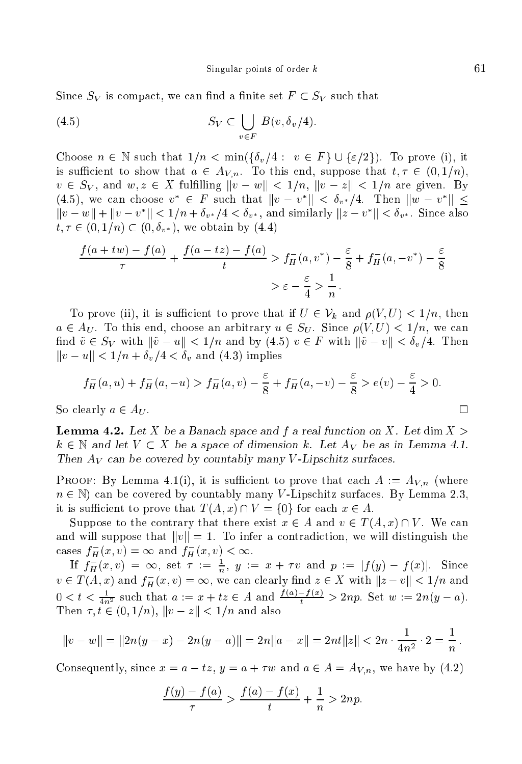Since $S_V$ is compact, we can find a finite set $F \subset S_V$ such that

$$S_V \subset \bigcup_{v \in F} B(v, \delta_v/4). \tag{4.5}$$

Choose $n \in \mathbb{N}$ such that $1/n < \min(\{\delta_v/4 : \ v \in F\} \cup \{\varepsilon/2\})$. To prove (i), it is sufficient to show that $a \in A_{V,n}$. To this end, suppose that $t, \tau \in (0, 1/n)$, $v \in S_V$, and $w, z \in X$ fulfilling $\|v - w\| < 1/n$, $\|v - z\| < 1/n$ are given. By (4.5), we can choose $v^* \in F$ such that $\|v - v^*\| < \delta_{v^*}/4$. Then $\|w - v^*\| \leq \|v - w\| + \|v - v^*\| < 1/n + \delta_{v^*}/4 < \delta_{v^*}$, and similarly $\|z - v^*\| < \delta_{v^*}$. Since also $t, \tau \in (0, 1/n) \subset (0, \delta_{v^*})$, we obtain by (4.4)

$$\begin{aligned}\frac{f(a + tw) - f(a)}{\tau} + \frac{f(a - tz) - f(a)}{t} &> f_H^-(a, v^*) - \frac{\varepsilon}{8} + f_H^-(a, -v^*) - \frac{\varepsilon}{8} \\ &> \varepsilon - \frac{\varepsilon}{4} > \frac{1}{n}.\end{aligned}$$

To prove (ii), it is sufficient to prove that if $U \in \mathcal{V}_k$ and $\rho(V, U) < 1/n$, then $a \in A_U$. To this end, choose an arbitrary $u \in S_U$. Since $\rho(V, U) < 1/n$, we can find $\tilde{v} \in S_V$ with $\|\tilde{v} - u\| < 1/n$ and by (4.5) $v \in F$ with $\|\tilde{v} - v\| < \delta_v/4$. Then $\|v - u\| < 1/n + \delta_v/4 < \delta_v$ and (4.3) implies

$$f_H^-(a, u) + f_H^-(a, -u) > f_H^-(a, v) - \frac{\varepsilon}{8} + f_H^-(a, -v) - \frac{\varepsilon}{8} > e(v) - \frac{\varepsilon}{4} > 0.$$

So clearly $a \in A_U$. $\square$

**Lemma 4.2.** *Let $X$ be a Banach space and $f$ a real function on $X$. Let $\dim X > k \in \mathbb{N}$ and let $V \subset X$ be a space of dimension $k$. Let $A_V$ be as in Lemma 4.1. Then $A_V$ can be covered by countably many $V$-Lipschitz surfaces.*

Proof: By Lemma 4.1(i), it is sufficient to prove that each $A := A_{V,n}$ (where $n \in \mathbb{N}$) can be covered by countably many $V$-Lipschitz surfaces. By Lemma 2.3, it is sufficient to prove that $T(A, x) \cap V = \{0\}$ for each $x \in A$.

Suppose to the contrary that there exist $x \in A$ and $v \in T(A, x) \cap V$. We can and will suppose that $\|v\| = 1$. To infer a contradiction, we will distinguish the cases $f_H^-(x, v) = \infty$ and $f_H^-(x, v) < \infty$.

If $f_H^-(x, v) = \infty$, set $\tau := \frac{1}{n}$, $y := x + \tau v$ and $p := |f(y) - f(x)|$. Since $v \in T(A, x)$ and $f_H^-(x, v) = \infty$, we can clearly find $z \in X$ with $\|z - v\| < 1/n$ and $0 < t < \frac{1}{4n^2}$ such that $a := x + tz \in A$ and $\frac{f(a) - f(x)}{t} > 2np$. Set $w := 2n(y - a)$. Then $\tau, t \in (0, 1/n)$, $\|v - z\| < 1/n$ and also

$$\|v - w\| = \|2n(y - x) - 2n(y - a)\| = 2n\|a - x\| = 2nt\|z\| < 2n \cdot \frac{1}{4n^2} \cdot 2 = \frac{1}{n}.$$

Consequently, since $x = a - tz$, $y = a + \tau w$ and $a \in A = A_{V,n}$, we have by (4.2)

$$\frac{f(y) - f(a)}{\tau} > \frac{f(a) - f(x)}{t} + \frac{1}{n} > 2np.$$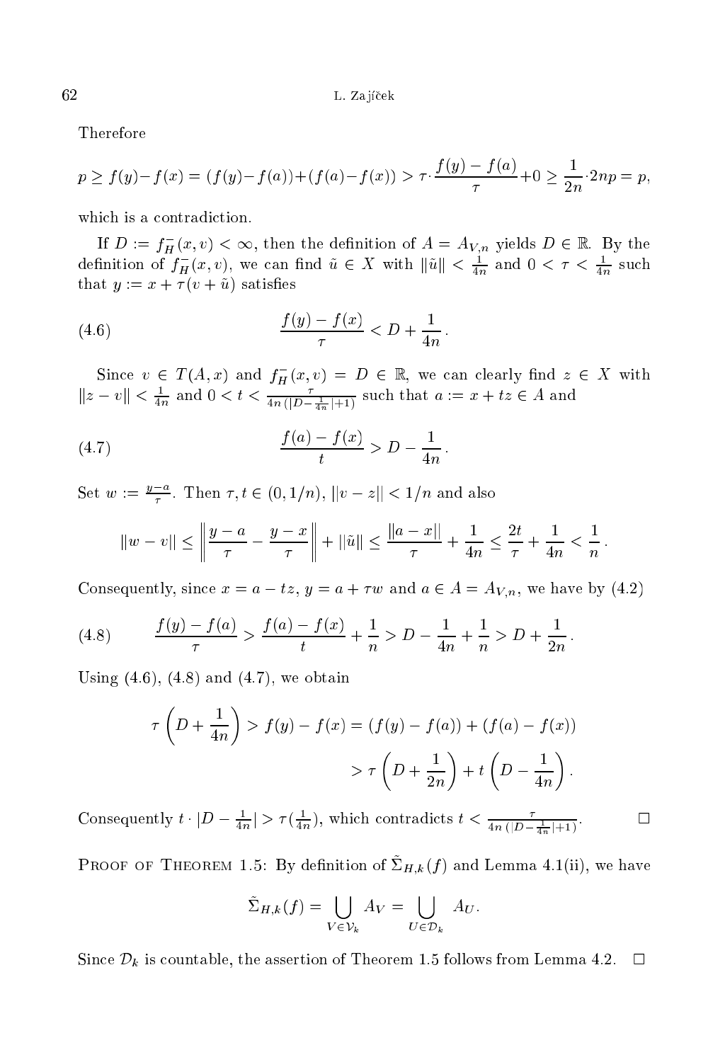Therefore

$$p \geq f(y) - f(x) = (f(y) - f(a)) + (f(a) - f(x)) > \tau \cdot \frac{f(y) - f(a)}{\tau} + 0 \geq \frac{1}{2n} \cdot 2np = p,$$

which is a contradiction.

If $D := f_H^-(x,v) < \infty$, then the definition of $A = A_{V,n}$ yields $D \in \mathbb{R}$. By the definition of $f_H^-(x,v)$, we can find $\tilde{u} \in X$ with $\|\tilde{u}\| < \frac{1}{4n}$ and $0 < \tau < \frac{1}{4n}$ such that $y := x + \tau(v + \tilde{u})$ satisfies

$$\frac{f(y) - f(x)}{\tau} < D + \frac{1}{4n}. \tag{4.6}$$

Since $v \in T(A,x)$ and $f_H^-(x,v) = D \in \mathbb{R}$, we can clearly find $z \in X$ with $\|z - v\| < \frac{1}{4n}$ and $0 < t < \frac{\tau}{4n\,(|D - \frac{1}{4n}| + 1)}$ such that $a := x + tz \in A$ and

$$\frac{f(a) - f(x)}{t} > D - \frac{1}{4n}. \tag{4.7}$$

Set $w := \frac{y-a}{\tau}$. Then $\tau, t \in (0, 1/n)$, $\|v - z\| < 1/n$ and also

$$\|w - v\| \leq \left\| \frac{y-a}{\tau} - \frac{y-x}{\tau} \right\| + \|\tilde{u}\| \leq \frac{\|a - x\|}{\tau} + \frac{1}{4n} \leq \frac{2t}{\tau} + \frac{1}{4n} < \frac{1}{n}.$$

Consequently, since $x = a - tz$, $y = a + \tau w$ and $a \in A = A_{V,n}$, we have by (4.2)

$$\frac{f(y) - f(a)}{\tau} > \frac{f(a) - f(x)}{t} + \frac{1}{n} > D - \frac{1}{4n} + \frac{1}{n} > D + \frac{1}{2n}. \tag{4.8}$$

Using (4.6), (4.8) and (4.7), we obtain

$$\begin{aligned}
\tau\left(D + \frac{1}{4n}\right) > f(y) - f(x) &= (f(y) - f(a)) + (f(a) - f(x)) \\
&> \tau\left(D + \frac{1}{2n}\right) + t\left(D - \frac{1}{4n}\right).
\end{aligned}$$

Consequently $t \cdot |D - \frac{1}{4n}| > \tau(\frac{1}{4n})$, which contradicts $t < \frac{\tau}{4n\,(|D - \frac{1}{4n}| + 1)}$. $\square$

Proof of Theorem 1.5: By definition of $\tilde{\Sigma}_{H,k}(f)$ and Lemma 4.1(ii), we have

$$\tilde{\Sigma}_{H,k}(f) = \bigcup_{V \in \mathcal{V}_k} A_V = \bigcup_{U \in \mathcal{D}_k} A_U.$$

Since $\mathcal{D}_k$ is countable, the assertion of Theorem 1.5 follows from Lemma 4.2. $\square$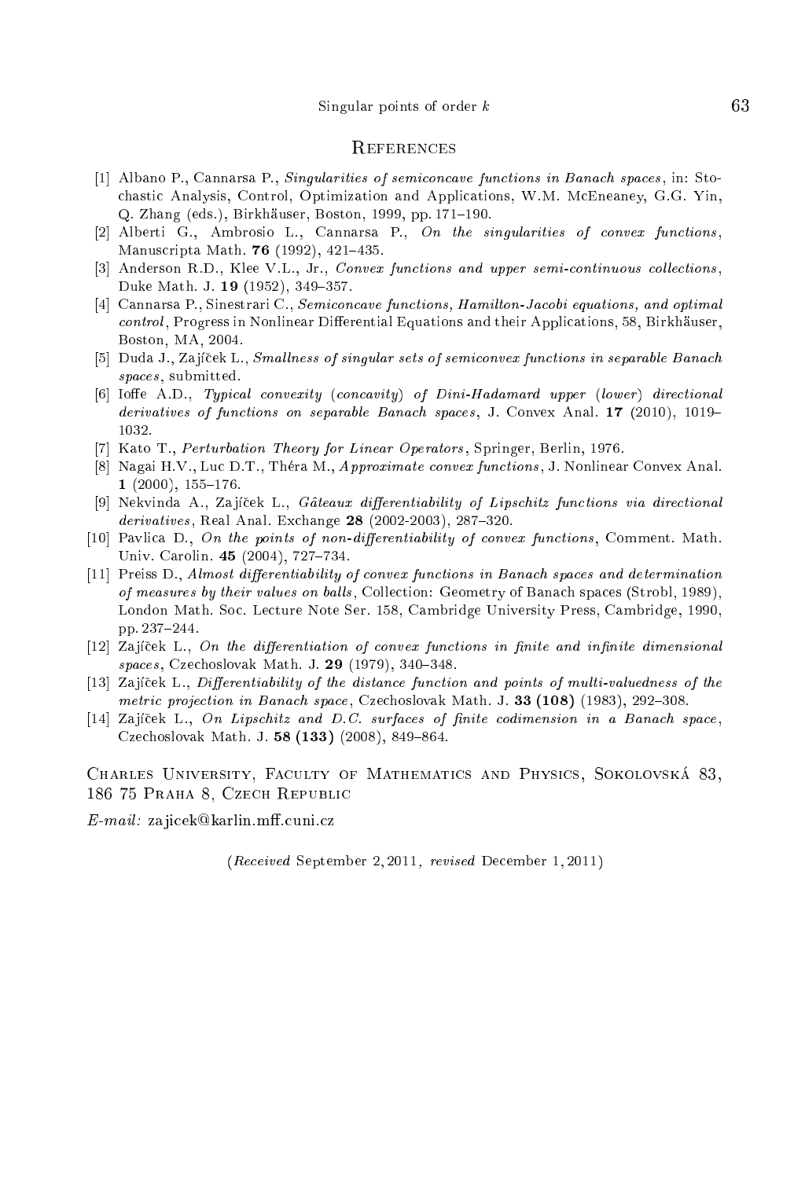## References

[1] Albano P., Cannarsa P., *Singularities of semiconcave functions in Banach spaces*, in: Stochastic Analysis, Control, Optimization and Applications, W.M. McEneaney, G.G. Yin, Q. Zhang (eds.), Birkhäuser, Boston, 1999, pp. 171–190.

[2] Alberti G., Ambrosio L., Cannarsa P., *On the singularities of convex functions*, Manuscripta Math. **76** (1992), 421–435.

[3] Anderson R.D., Klee V.L., Jr., *Convex functions and upper semi-continuous collections*, Duke Math. J. **19** (1952), 349–357.

[4] Cannarsa P., Sinestrari C., *Semiconcave functions, Hamilton-Jacobi equations, and optimal control*, Progress in Nonlinear Differential Equations and their Applications, 58, Birkhäuser, Boston, MA, 2004.

[5] Duda J., Zajíček L., *Smallness of singular sets of semiconvex functions in separable Banach spaces*, submitted.

[6] Ioffe A.D., *Typical convexity (concavity) of Dini-Hadamard upper (lower) directional derivatives of functions on separable Banach spaces*, J. Convex Anal. **17** (2010), 1019–1032.

[7] Kato T., *Perturbation Theory for Linear Operators*, Springer, Berlin, 1976.

[8] Nagai H.V., Luc D.T., Théra M., *Approximate convex functions*, J. Nonlinear Convex Anal. **1** (2000), 155–176.

[9] Nekvinda A., Zajíček L., *Gâteaux differentiability of Lipschitz functions via directional derivatives*, Real Anal. Exchange **28** (2002-2003), 287–320.

[10] Pavlica D., *On the points of non-differentiability of convex functions*, Comment. Math. Univ. Carolin. **45** (2004), 727–734.

[11] Preiss D., *Almost differentiability of convex functions in Banach spaces and determination of measures by their values on balls*, Collection: Geometry of Banach spaces (Strobl, 1989), London Math. Soc. Lecture Note Ser. 158, Cambridge University Press, Cambridge, 1990, pp. 237–244.

[12] Zajíček L., *On the differentiation of convex functions in finite and infinite dimensional spaces*, Czechoslovak Math. J. **29** (1979), 340–348.

[13] Zajíček L., *Differentiability of the distance function and points of multi-valuedness of the metric projection in Banach space*, Czechoslovak Math. J. **33 (108)** (1983), 292–308.

[14] Zajíček L., *On Lipschitz and D.C. surfaces of finite codimension in a Banach space*, Czechoslovak Math. J. **58 (133)** (2008), 849–864.

Charles University, Faculty of Mathematics and Physics, Sokolovská 83, 186 75 Praha 8, Czech Republic

*E-mail:* zajicek@karlin.mff.cuni.cz

(*Received* September 2, 2011, *revised* December 1, 2011)